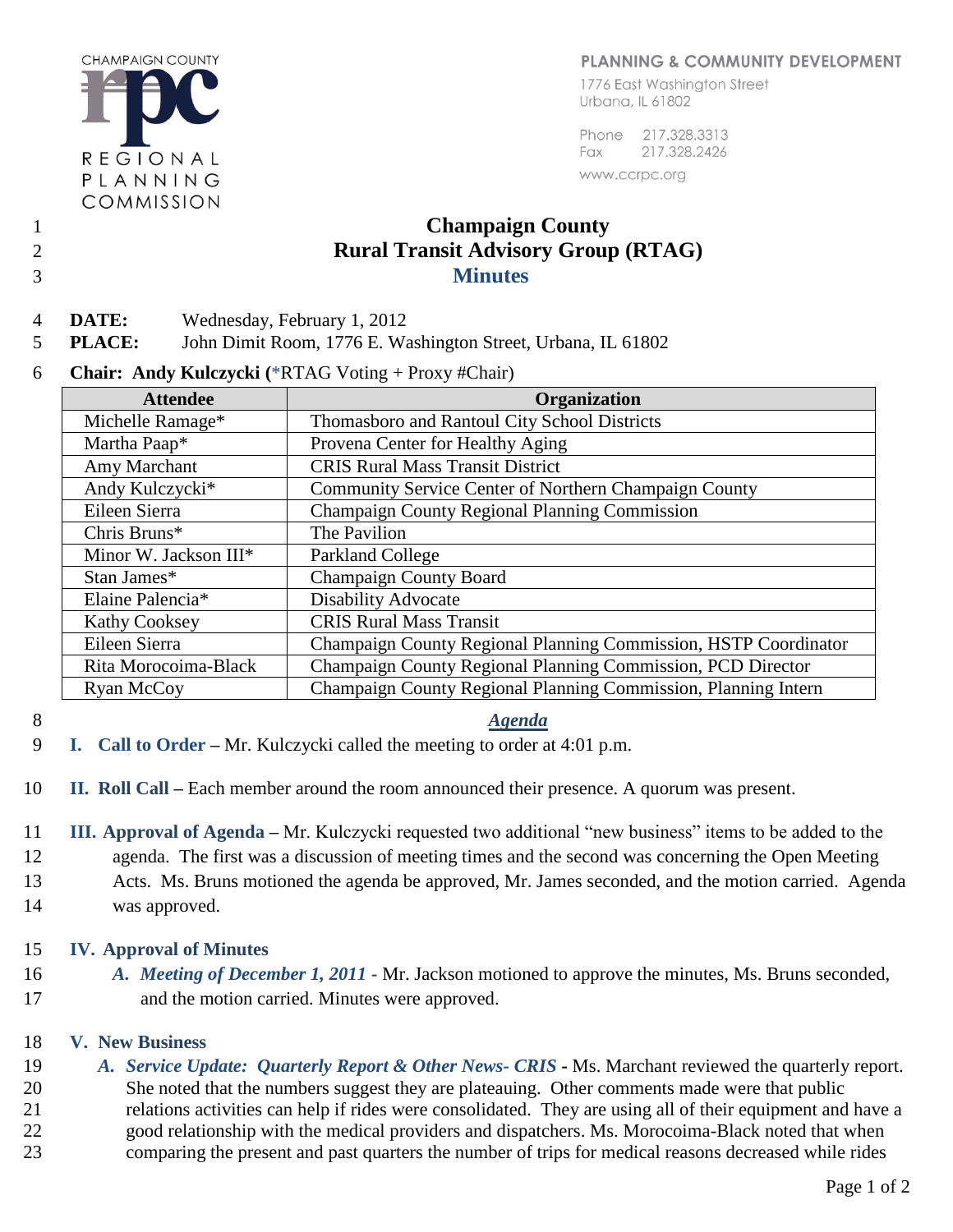CHAMPAIGN COUNTY
REGIONAL PLANNING COMMISSION

PLANNING & COMMUNITY DEVELOPMENT
1776 East Washington Street
Urbana, IL 61802

Phone 217.328.3313
Fax 217.328.2426
www.ccrpc.org

# Champaign County
# Rural Transit Advisory Group (RTAG)
## Minutes

**DATE:** Wednesday, February 1, 2012
**PLACE:** John Dimit Room, 1776 E. Washington Street, Urbana, IL 61802

**Chair: Andy Kulczycki (***RTAG Voting + Proxy #Chair)

| Attendee | Organization |
|---|---|
| Michelle Ramage* | Thomasboro and Rantoul City School Districts |
| Martha Paap* | Provena Center for Healthy Aging |
| Amy Marchant | CRIS Rural Mass Transit District |
| Andy Kulczycki* | Community Service Center of Northern Champaign County |
| Eileen Sierra | Champaign County Regional Planning Commission |
| Chris Bruns* | The Pavilion |
| Minor W. Jackson III* | Parkland College |
| Stan James* | Champaign County Board |
| Elaine Palencia* | Disability Advocate |
| Kathy Cooksey | CRIS Rural Mass Transit |
| Eileen Sierra | Champaign County Regional Planning Commission, HSTP Coordinator |
| Rita Morocoima-Black | Champaign County Regional Planning Commission, PCD Director |
| Ryan McCoy | Champaign County Regional Planning Commission, Planning Intern |

### *Agenda*

**I. Call to Order** – Mr. Kulczycki called the meeting to order at 4:01 p.m.

**II. Roll Call** – Each member around the room announced their presence. A quorum was present.

**III. Approval of Agenda** – Mr. Kulczycki requested two additional "new business" items to be added to the agenda. The first was a discussion of meeting times and the second was concerning the Open Meeting Acts. Ms. Bruns motioned the agenda be approved, Mr. James seconded, and the motion carried. Agenda was approved.

**IV. Approval of Minutes**

*A. Meeting of December 1, 2011* - Mr. Jackson motioned to approve the minutes, Ms. Bruns seconded, and the motion carried. Minutes were approved.

**V. New Business**

*A. Service Update: Quarterly Report & Other News- CRIS* - Ms. Marchant reviewed the quarterly report. She noted that the numbers suggest they are plateauing. Other comments made were that public relations activities can help if rides were consolidated. They are using all of their equipment and have a good relationship with the medical providers and dispatchers. Ms. Morocoima-Black noted that when comparing the present and past quarters the number of trips for medical reasons decreased while rides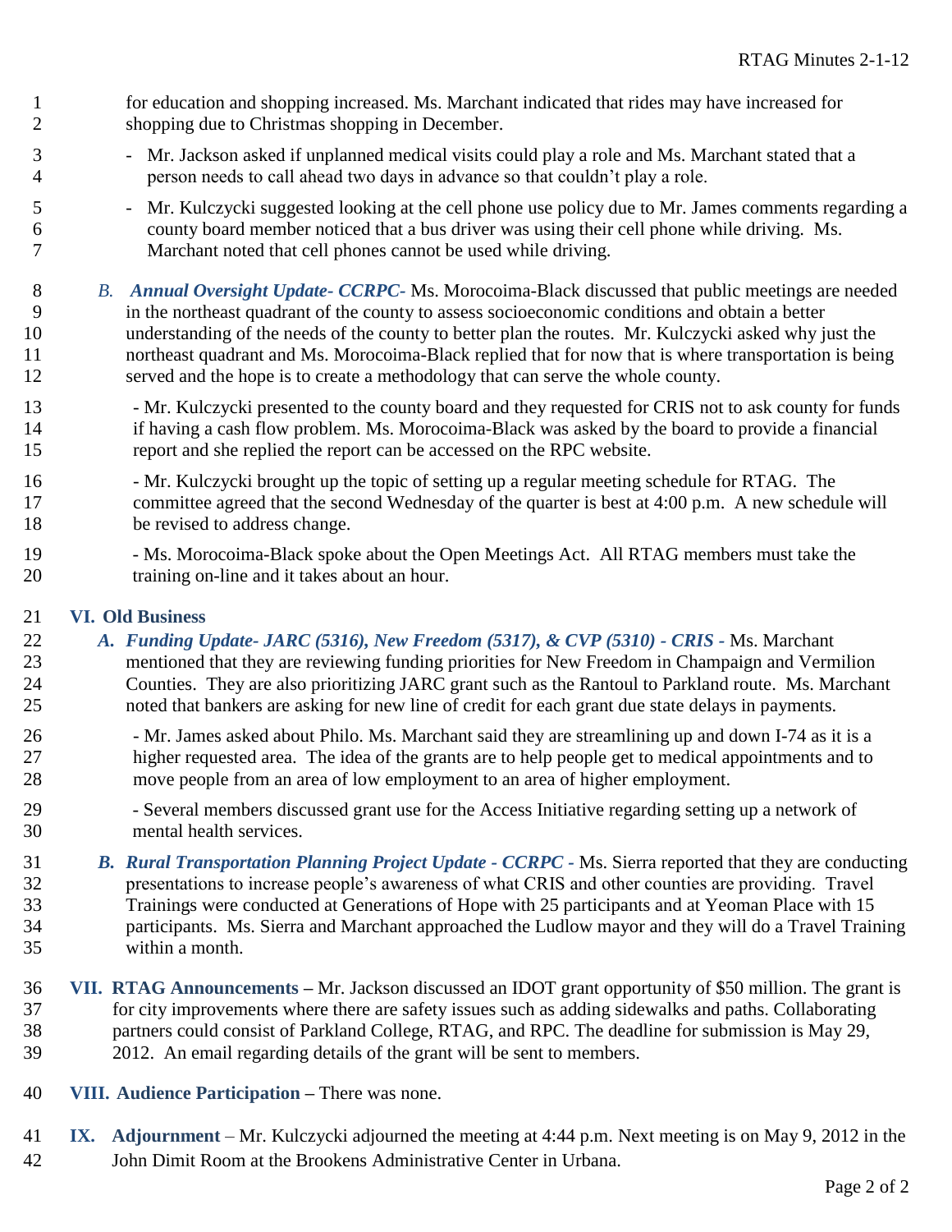for education and shopping increased. Ms. Marchant indicated that rides may have increased for shopping due to Christmas shopping in December.

- Mr. Jackson asked if unplanned medical visits could play a role and Ms. Marchant stated that a person needs to call ahead two days in advance so that couldn't play a role.
- Mr. Kulczycki suggested looking at the cell phone use policy due to Mr. James comments regarding a county board member noticed that a bus driver was using their cell phone while driving. Ms. Marchant noted that cell phones cannot be used while driving.

*B.* ***Annual Oversight Update- CCRPC-*** Ms. Morocoima-Black discussed that public meetings are needed in the northeast quadrant of the county to assess socioeconomic conditions and obtain a better understanding of the needs of the county to better plan the routes. Mr. Kulczycki asked why just the northeast quadrant and Ms. Morocoima-Black replied that for now that is where transportation is being served and the hope is to create a methodology that can serve the whole county.

- Mr. Kulczycki presented to the county board and they requested for CRIS not to ask county for funds if having a cash flow problem. Ms. Morocoima-Black was asked by the board to provide a financial report and she replied the report can be accessed on the RPC website.

- Mr. Kulczycki brought up the topic of setting up a regular meeting schedule for RTAG. The committee agreed that the second Wednesday of the quarter is best at 4:00 p.m. A new schedule will be revised to address change.

- Ms. Morocoima-Black spoke about the Open Meetings Act. All RTAG members must take the training on-line and it takes about an hour.

## VI. Old Business

***A. Funding Update- JARC (5316), New Freedom (5317), & CVP (5310) - CRIS -*** Ms. Marchant mentioned that they are reviewing funding priorities for New Freedom in Champaign and Vermilion Counties. They are also prioritizing JARC grant such as the Rantoul to Parkland route. Ms. Marchant noted that bankers are asking for new line of credit for each grant due state delays in payments.

- Mr. James asked about Philo. Ms. Marchant said they are streamlining up and down I-74 as it is a higher requested area. The idea of the grants are to help people get to medical appointments and to move people from an area of low employment to an area of higher employment.

- Several members discussed grant use for the Access Initiative regarding setting up a network of mental health services.

***B. Rural Transportation Planning Project Update - CCRPC -*** Ms. Sierra reported that they are conducting presentations to increase people's awareness of what CRIS and other counties are providing. Travel Trainings were conducted at Generations of Hope with 25 participants and at Yeoman Place with 15 participants. Ms. Sierra and Marchant approached the Ludlow mayor and they will do a Travel Training within a month.

**VII. RTAG Announcements –** Mr. Jackson discussed an IDOT grant opportunity of $50 million. The grant is for city improvements where there are safety issues such as adding sidewalks and paths. Collaborating partners could consist of Parkland College, RTAG, and RPC. The deadline for submission is May 29, 2012. An email regarding details of the grant will be sent to members.

**VIII. Audience Participation –** There was none.

**IX. Adjournment** – Mr. Kulczycki adjourned the meeting at 4:44 p.m. Next meeting is on May 9, 2012 in the John Dimit Room at the Brookens Administrative Center in Urbana.